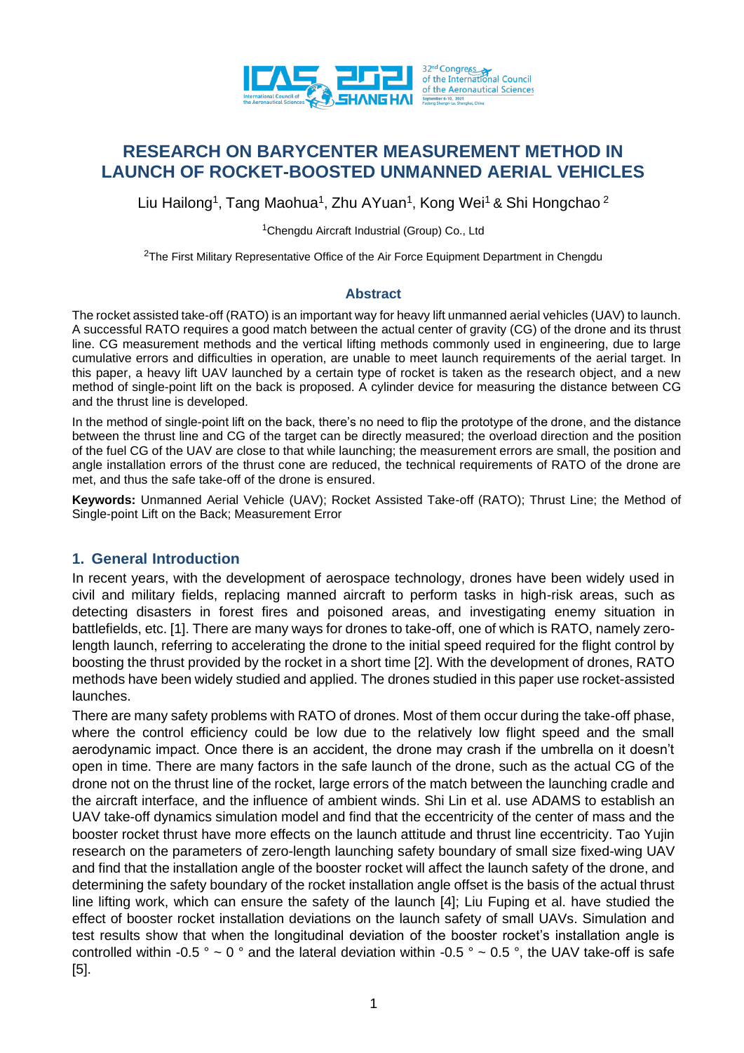# RESEARCH ON BARYCENTER MEASUREMENT METHOD IN LAUNCH OF ROCKET-BOOSTED UNMANNED AERIAL VEHICLES

Liu Hailong[1], Tang Maohua[1], Zhu AYuan[1], Kong Wei[1] & Shi Hongchao [2]

[1]Chengdu Aircraft Industrial (Group) Co., Ltd

[2]The First Military Representative Office of the Air Force Equipment Department in Chengdu

## Abstract

The rocket assisted take-off (RATO) is an important way for heavy lift unmanned aerial vehicles (UAV) to launch. A successful RATO requires a good match between the actual center of gravity (CG) of the drone and its thrust line. CG measurement methods and the vertical lifting methods commonly used in engineering, due to large cumulative errors and difficulties in operation, are unable to meet launch requirements of the aerial target. In this paper, a heavy lift UAV launched by a certain type of rocket is taken as the research object, and a new method of single-point lift on the back is proposed. A cylinder device for measuring the distance between CG and the thrust line is developed.

In the method of single-point lift on the back, there's no need to flip the prototype of the drone, and the distance between the thrust line and CG of the target can be directly measured; the overload direction and the position of the fuel CG of the UAV are close to that while launching; the measurement errors are small, the position and angle installation errors of the thrust cone are reduced, the technical requirements of RATO of the drone are met, and thus the safe take-off of the drone is ensured.

**Keywords:** Unmanned Aerial Vehicle (UAV); Rocket Assisted Take-off (RATO); Thrust Line; the Method of Single-point Lift on the Back; Measurement Error

## 1. General Introduction

In recent years, with the development of aerospace technology, drones have been widely used in civil and military fields, replacing manned aircraft to perform tasks in high-risk areas, such as detecting disasters in forest fires and poisoned areas, and investigating enemy situation in battlefields, etc. [1]. There are many ways for drones to take-off, one of which is RATO, namely zero-length launch, referring to accelerating the drone to the initial speed required for the flight control by boosting the thrust provided by the rocket in a short time [2]. With the development of drones, RATO methods have been widely studied and applied. The drones studied in this paper use rocket-assisted launches.

There are many safety problems with RATO of drones. Most of them occur during the take-off phase, where the control efficiency could be low due to the relatively low flight speed and the small aerodynamic impact. Once there is an accident, the drone may crash if the umbrella on it doesn't open in time. There are many factors in the safe launch of the drone, such as the actual CG of the drone not on the thrust line of the rocket, large errors of the match between the launching cradle and the aircraft interface, and the influence of ambient winds. Shi Lin et al. use ADAMS to establish an UAV take-off dynamics simulation model and find that the eccentricity of the center of mass and the booster rocket thrust have more effects on the launch attitude and thrust line eccentricity. Tao Yujin research on the parameters of zero-length launching safety boundary of small size fixed-wing UAV and find that the installation angle of the booster rocket will affect the launch safety of the drone, and determining the safety boundary of the rocket installation angle offset is the basis of the actual thrust line lifting work, which can ensure the safety of the launch [4]; Liu Fuping et al. have studied the effect of booster rocket installation deviations on the launch safety of small UAVs. Simulation and test results show that when the longitudinal deviation of the booster rocket's installation angle is controlled within -0.5 ° ~ 0 ° and the lateral deviation within -0.5 ° ~ 0.5 °, the UAV take-off is safe [5].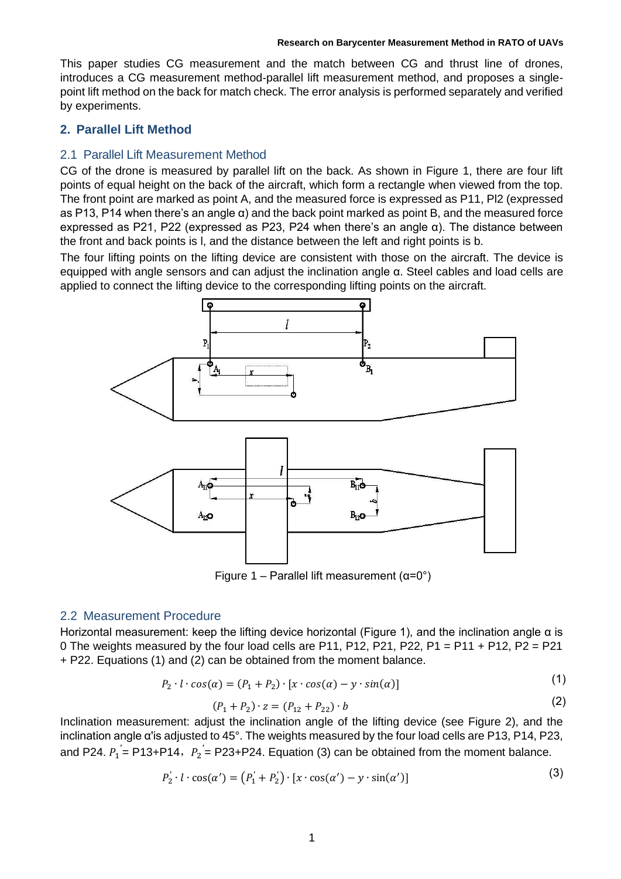This paper studies CG measurement and the match between CG and thrust line of drones, introduces a CG measurement method-parallel lift measurement method, and proposes a single-point lift method on the back for match check. The error analysis is performed separately and verified by experiments.

## 2. Parallel Lift Method

### 2.1 Parallel Lift Measurement Method

CG of the drone is measured by parallel lift on the back. As shown in Figure 1, there are four lift points of equal height on the back of the aircraft, which form a rectangle when viewed from the top. The front point are marked as point A, and the measured force is expressed as P11, Pl2 (expressed as P13, P14 when there's an angle α) and the back point marked as point B, and the measured force expressed as P21, P22 (expressed as P23, P24 when there's an angle α). The distance between the front and back points is l, and the distance between the left and right points is b.

The four lifting points on the lifting device are consistent with those on the aircraft. The device is equipped with angle sensors and can adjust the inclination angle α. Steel cables and load cells are applied to connect the lifting device to the corresponding lifting points on the aircraft.

Figure 1 – Parallel lift measurement (α=0°)

### 2.2 Measurement Procedure

Horizontal measurement: keep the lifting device horizontal (Figure 1), and the inclination angle α is 0 The weights measured by the four load cells are P11, P12, P21, P22, P1 = P11 + P12, P2 = P21 + P22. Equations (1) and (2) can be obtained from the moment balance.

$$P_2 \cdot l \cdot cos(\alpha) = (P_1 + P_2) \cdot [x \cdot cos(\alpha) - y \cdot sin(\alpha)] \tag{1}$$

$$(P_1 + P_2) \cdot z = (P_{12} + P_{22}) \cdot b \tag{2}$$

Inclination measurement: adjust the inclination angle of the lifting device (see Figure 2), and the inclination angle α'is adjusted to 45°. The weights measured by the four load cells are P13, P14, P23, and P24. $P_1^{'}$= P13+P14，$P_2^{'}$= P23+P24. Equation (3) can be obtained from the moment balance.

$$P_2^{'} \cdot l \cdot \cos(\alpha') = \left(P_1^{'} + P_2^{'}\right) \cdot [x \cdot \cos(\alpha') - y \cdot \sin(\alpha')] \tag{3}$$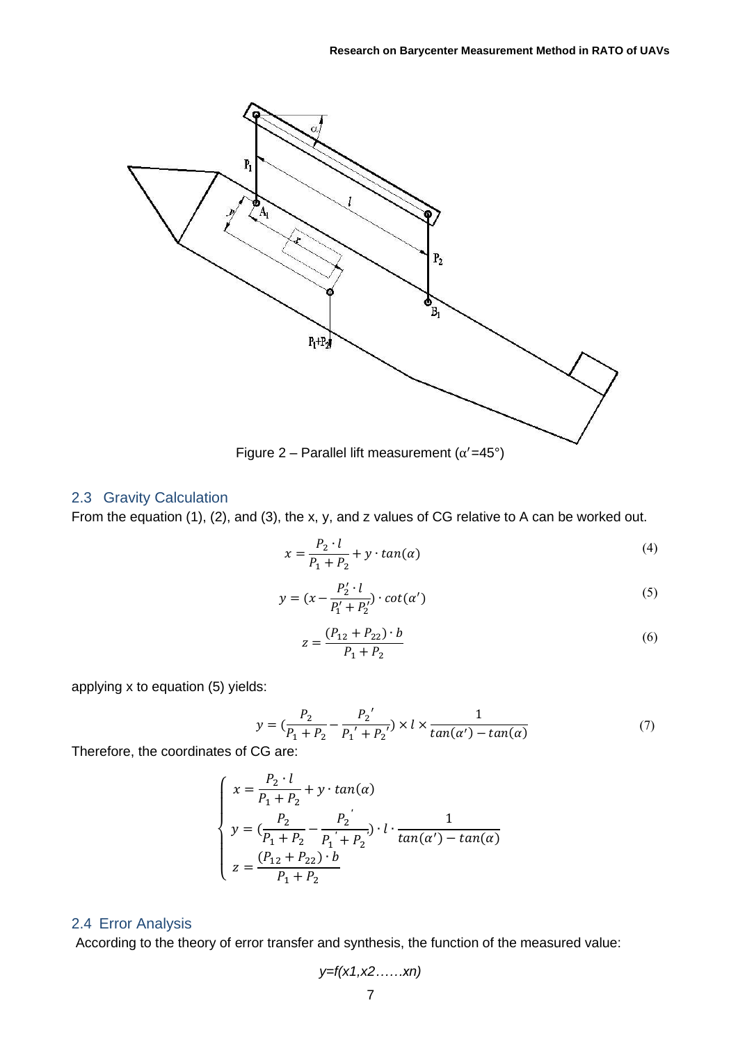Figure 2 – Parallel lift measurement ($\alpha'$=45°)

## 2.3 Gravity Calculation

From the equation (1), (2), and (3), the x, y, and z values of CG relative to A can be worked out.

$$x = \frac{P_2 \cdot l}{P_1 + P_2} + y \cdot tan(\alpha) \tag{4}$$

$$y = (x - \frac{P_2' \cdot l}{P_1' + P_2'}) \cdot cot(\alpha') \tag{5}$$

$$z = \frac{(P_{12} + P_{22}) \cdot b}{P_1 + P_2} \tag{6}$$

applying x to equation (5) yields:

$$y = (\frac{P_2}{P_1 + P_2} - \frac{P_2{}'}{P_1{}' + P_2{}'}) \times l \times \frac{1}{tan(\alpha') - tan(\alpha)} \tag{7}$$

Therefore, the coordinates of CG are:

$$\begin{cases} x = \dfrac{P_2 \cdot l}{P_1 + P_2} + y \cdot tan(\alpha) \\ y = (\dfrac{P_2}{P_1 + P_2} - \dfrac{P_2{}'}{P_1{}' + P_2{}'}) \cdot l \cdot \dfrac{1}{tan(\alpha') - tan(\alpha)} \\ z = \dfrac{(P_{12} + P_{22}) \cdot b}{P_1 + P_2} \end{cases}$$

## 2.4 Error Analysis

According to the theory of error transfer and synthesis, the function of the measured value:

$$y=f(x1,x2\ldots\ldots xn)$$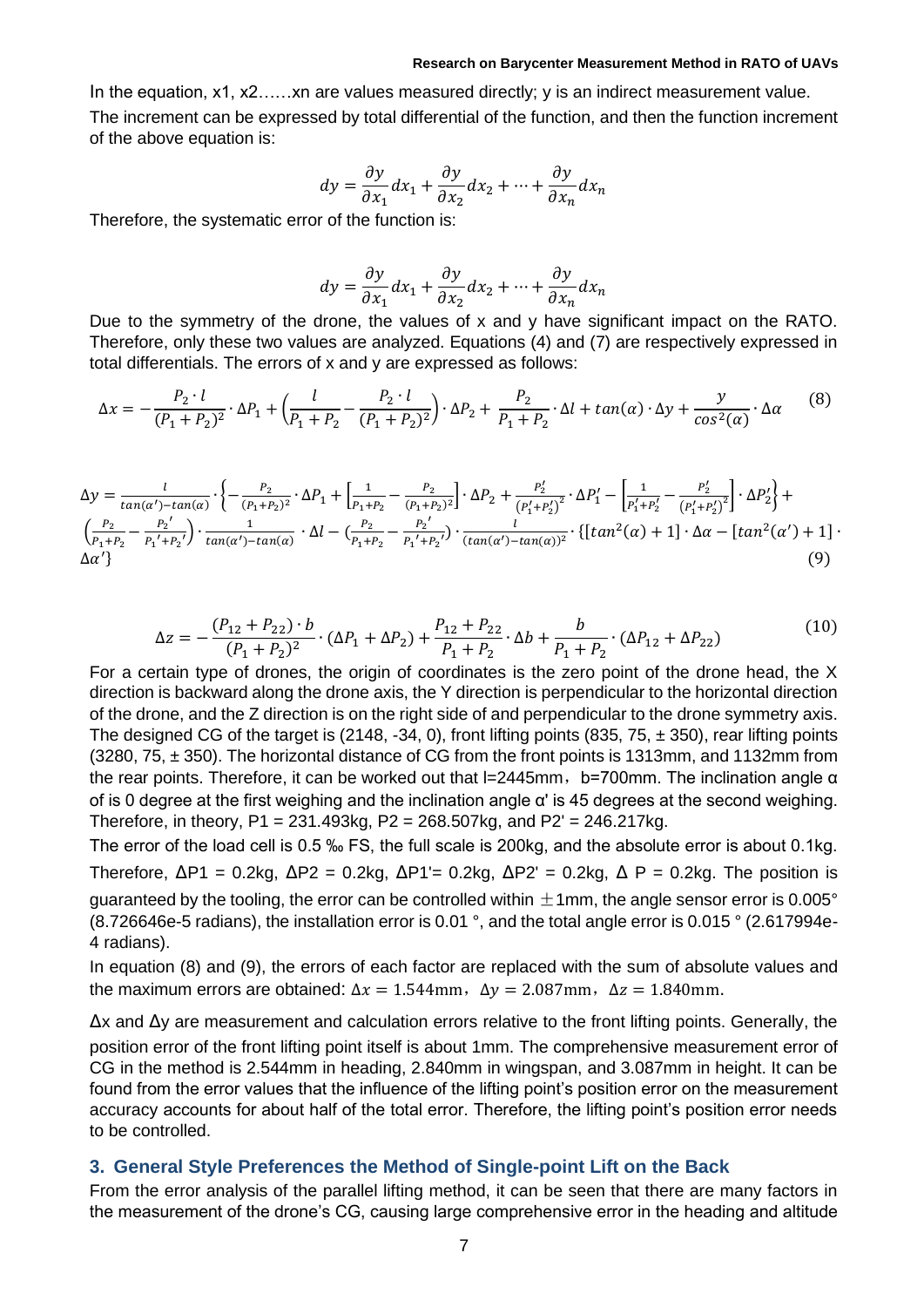In the equation, x1, x2……xn are values measured directly; y is an indirect measurement value. The increment can be expressed by total differential of the function, and then the function increment of the above equation is:

$$dy = \frac{\partial y}{\partial x_1}dx_1 + \frac{\partial y}{\partial x_2}dx_2 + \cdots + \frac{\partial y}{\partial x_n}dx_n$$

Therefore, the systematic error of the function is:

$$dy = \frac{\partial y}{\partial x_1}dx_1 + \frac{\partial y}{\partial x_2}dx_2 + \cdots + \frac{\partial y}{\partial x_n}dx_n$$

Due to the symmetry of the drone, the values of x and y have significant impact on the RATO. Therefore, only these two values are analyzed. Equations (4) and (7) are respectively expressed in total differentials. The errors of x and y are expressed as follows:

$$\Delta x = -\frac{P_2 \cdot l}{(P_1+P_2)^2}\cdot \Delta P_1 + \left(\frac{l}{P_1+P_2} - \frac{P_2 \cdot l}{(P_1+P_2)^2}\right)\cdot \Delta P_2 + \frac{P_2}{P_1+P_2}\cdot \Delta l + tan(\alpha)\cdot \Delta y + \frac{y}{cos^2(\alpha)}\cdot \Delta\alpha \tag{8}$$

$$\Delta y = \frac{l}{tan(\alpha')-tan(\alpha)}\cdot\left\{-\frac{P_2}{(P_1+P_2)^2}\cdot\Delta P_1 + \left[\frac{1}{P_1+P_2} - \frac{P_2}{(P_1+P_2)^2}\right]\cdot\Delta P_2 + \frac{P_2'}{(P_1'+P_2')^2}\cdot\Delta P_1' - \left[\frac{1}{P_1'+P_2'} - \frac{P_2'}{(P_1'+P_2')^2}\right]\cdot\Delta P_2'\right\} + \left(\frac{P_2}{P_1+P_2} - \frac{P_2'}{P_1'+P_2'}\right)\cdot\frac{1}{tan(\alpha')-tan(\alpha)}\cdot\Delta l - \left(\frac{P_2}{P_1+P_2} - \frac{P_2'}{P_1'+P_2'}\right)\cdot\frac{l}{(tan(\alpha')-tan(\alpha))^2}\cdot\{[tan^2(\alpha)+1]\cdot\Delta\alpha - [tan^2(\alpha')+1]\cdot\Delta\alpha'\} \tag{9}$$

$$\Delta z = -\frac{(P_{12}+P_{22})\cdot b}{(P_1+P_2)^2}\cdot(\Delta P_1 + \Delta P_2) + \frac{P_{12}+P_{22}}{P_1+P_2}\cdot\Delta b + \frac{b}{P_1+P_2}\cdot(\Delta P_{12} + \Delta P_{22}) \tag{10}$$

For a certain type of drones, the origin of coordinates is the zero point of the drone head, the X direction is backward along the drone axis, the Y direction is perpendicular to the horizontal direction of the drone, and the Z direction is on the right side of and perpendicular to the drone symmetry axis. The designed CG of the target is (2148, -34, 0), front lifting points (835, 75, ± 350), rear lifting points (3280, 75, ± 350). The horizontal distance of CG from the front points is 1313mm, and 1132mm from the rear points. Therefore, it can be worked out that l=2445mm，b=700mm. The inclination angle α of is 0 degree at the first weighing and the inclination angle α' is 45 degrees at the second weighing. Therefore, in theory, P1 = 231.493kg, P2 = 268.507kg, and P2' = 246.217kg.

The error of the load cell is 0.5 ‰ FS, the full scale is 200kg, and the absolute error is about 0.1kg. Therefore, ΔP1 = 0.2kg, ΔP2 = 0.2kg, ΔP1'= 0.2kg, ΔP2' = 0.2kg, Δ P = 0.2kg. The position is guaranteed by the tooling, the error can be controlled within ±1mm, the angle sensor error is 0.005° (8.726646e-5 radians), the installation error is 0.01 °, and the total angle error is 0.015 ° (2.617994e-4 radians).

In equation (8) and (9), the errors of each factor are replaced with the sum of absolute values and the maximum errors are obtained: $\Delta x = 1.544\text{mm}$，$\Delta y = 2.087\text{mm}$，$\Delta z = 1.840\text{mm}$.

Δx and Δy are measurement and calculation errors relative to the front lifting points. Generally, the position error of the front lifting point itself is about 1mm. The comprehensive measurement error of CG in the method is 2.544mm in heading, 2.840mm in wingspan, and 3.087mm in height. It can be found from the error values that the influence of the lifting point's position error on the measurement accuracy accounts for about half of the total error. Therefore, the lifting point's position error needs to be controlled.

## 3. General Style Preferences the Method of Single-point Lift on the Back

From the error analysis of the parallel lifting method, it can be seen that there are many factors in the measurement of the drone's CG, causing large comprehensive error in the heading and altitude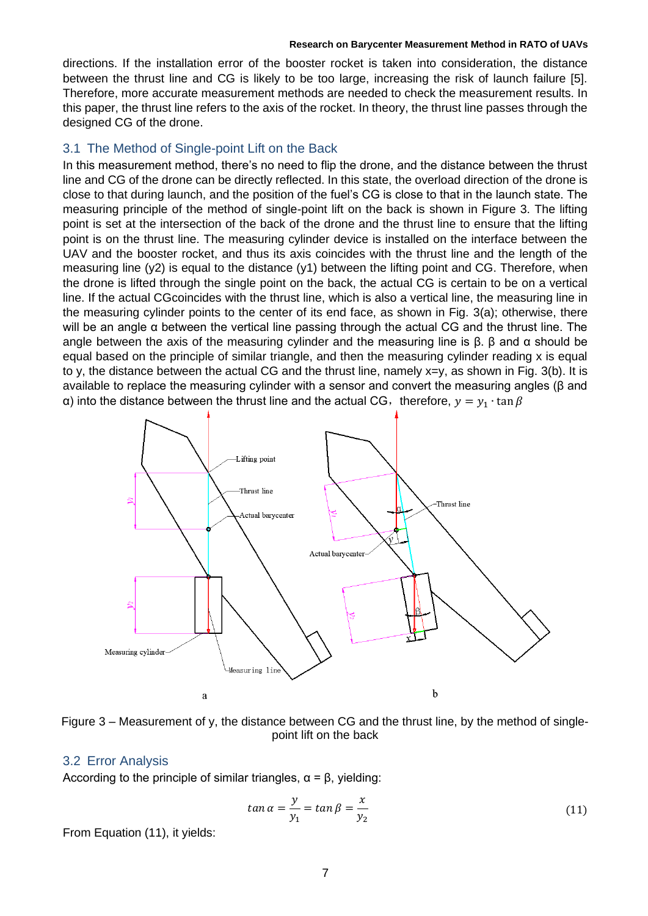directions. If the installation error of the booster rocket is taken into consideration, the distance between the thrust line and CG is likely to be too large, increasing the risk of launch failure [5]. Therefore, more accurate measurement methods are needed to check the measurement results. In this paper, the thrust line refers to the axis of the rocket. In theory, the thrust line passes through the designed CG of the drone.

## 3.1 The Method of Single-point Lift on the Back

In this measurement method, there's no need to flip the drone, and the distance between the thrust line and CG of the drone can be directly reflected. In this state, the overload direction of the drone is close to that during launch, and the position of the fuel's CG is close to that in the launch state. The measuring principle of the method of single-point lift on the back is shown in Figure 3. The lifting point is set at the intersection of the back of the drone and the thrust line to ensure that the lifting point is on the thrust line. The measuring cylinder device is installed on the interface between the UAV and the booster rocket, and thus its axis coincides with the thrust line and the length of the measuring line (y2) is equal to the distance (y1) between the lifting point and CG. Therefore, when the drone is lifted through the single point on the back, the actual CG is certain to be on a vertical line. If the actual CGcoincides with the thrust line, which is also a vertical line, the measuring line in the measuring cylinder points to the center of its end face, as shown in Fig. 3(a); otherwise, there will be an angle α between the vertical line passing through the actual CG and the thrust line. The angle between the axis of the measuring cylinder and the measuring line is β. β and α should be equal based on the principle of similar triangle, and then the measuring cylinder reading x is equal to y, the distance between the actual CG and the thrust line, namely x=y, as shown in Fig. 3(b). It is available to replace the measuring cylinder with a sensor and convert the measuring angles (β and α) into the distance between the thrust line and the actual CG， therefore, $y = y_1 \cdot \tan\beta$

Figure 3 – Measurement of y, the distance between CG and the thrust line, by the method of single-point lift on the back

## 3.2 Error Analysis

According to the principle of similar triangles, α = β, yielding:

$$\tan\alpha = \frac{y}{y_1} = \tan\beta = \frac{x}{y_2} \tag{11}$$

From Equation (11), it yields: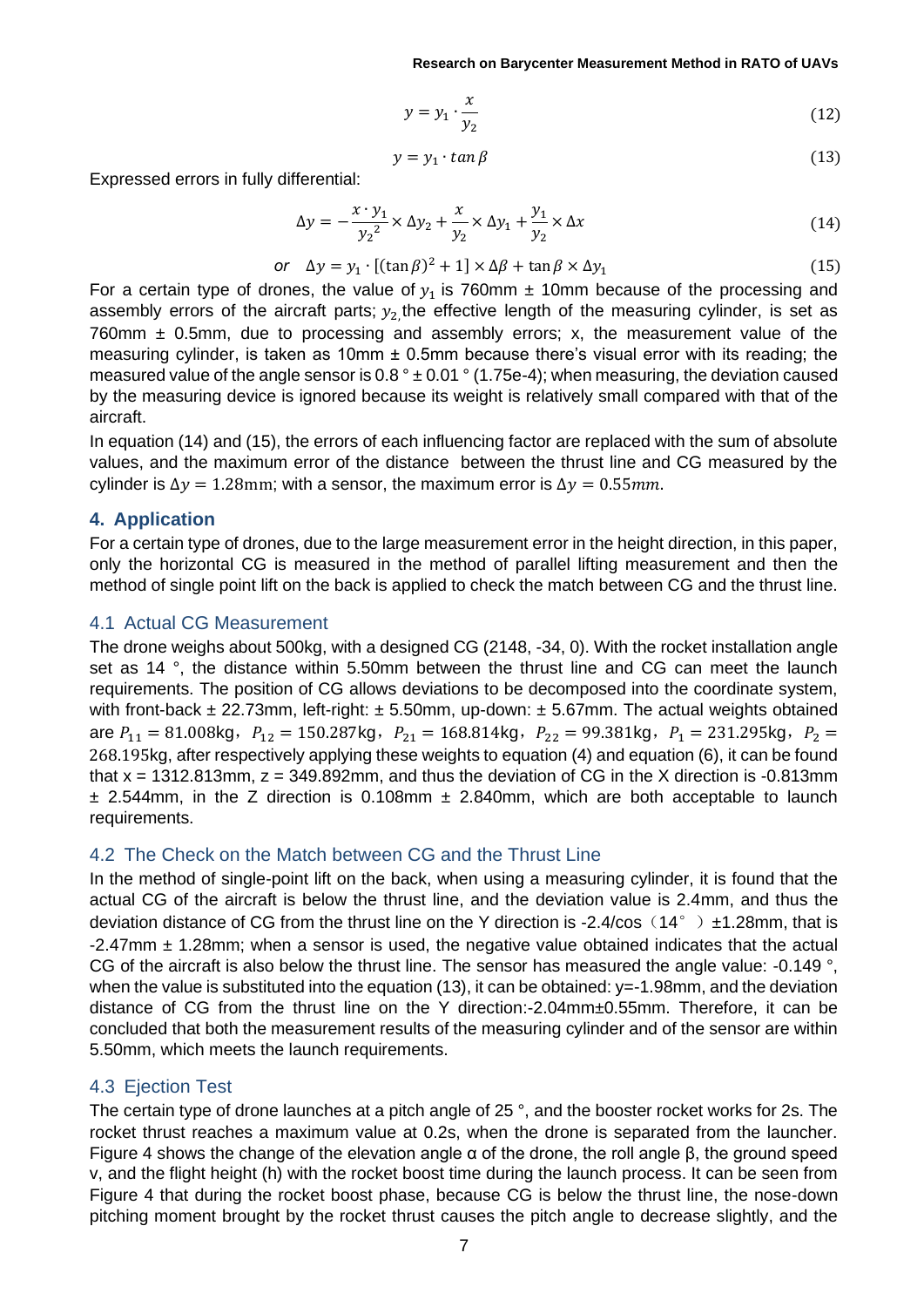$$y = y_1 \cdot \frac{x}{y_2} \tag{12}$$

$$y = y_1 \cdot \tan\beta \tag{13}$$

Expressed errors in fully differential:

$$\Delta y = -\frac{x \cdot y_1}{{y_2}^2} \times \Delta y_2 + \frac{x}{y_2} \times \Delta y_1 + \frac{y_1}{y_2} \times \Delta x \tag{14}$$

$$or \quad \Delta y = y_1 \cdot [(\tan\beta)^2 + 1] \times \Delta\beta + \tan\beta \times \Delta y_1 \tag{15}$$

For a certain type of drones, the value of $y_1$ is 760mm ± 10mm because of the processing and assembly errors of the aircraft parts; $y_2$, the effective length of the measuring cylinder, is set as 760mm ± 0.5mm, due to processing and assembly errors; x, the measurement value of the measuring cylinder, is taken as 10mm ± 0.5mm because there's visual error with its reading; the measured value of the angle sensor is 0.8 ° ± 0.01 ° (1.75e-4); when measuring, the deviation caused by the measuring device is ignored because its weight is relatively small compared with that of the aircraft.

In equation (14) and (15), the errors of each influencing factor are replaced with the sum of absolute values, and the maximum error of the distance between the thrust line and CG measured by the cylinder is $\Delta y = 1.28\text{mm}$; with a sensor, the maximum error is $\Delta y = 0.55mm$.

## 4. Application

For a certain type of drones, due to the large measurement error in the height direction, in this paper, only the horizontal CG is measured in the method of parallel lifting measurement and then the method of single point lift on the back is applied to check the match between CG and the thrust line.

### 4.1 Actual CG Measurement

The drone weighs about 500kg, with a designed CG (2148, -34, 0). With the rocket installation angle set as 14 °, the distance within 5.50mm between the thrust line and CG can meet the launch requirements. The position of CG allows deviations to be decomposed into the coordinate system, with front-back ± 22.73mm, left-right: ± 5.50mm, up-down: ± 5.67mm. The actual weights obtained are $P_{11} = 81.008\text{kg}$, $P_{12} = 150.287\text{kg}$, $P_{21} = 168.814\text{kg}$, $P_{22} = 99.381\text{kg}$, $P_1 = 231.295\text{kg}$, $P_2 = 268.195\text{kg}$, after respectively applying these weights to equation (4) and equation (6), it can be found that x = 1312.813mm, z = 349.892mm, and thus the deviation of CG in the X direction is -0.813mm ± 2.544mm, in the Z direction is 0.108mm ± 2.840mm, which are both acceptable to launch requirements.

### 4.2 The Check on the Match between CG and the Thrust Line

In the method of single-point lift on the back, when using a measuring cylinder, it is found that the actual CG of the aircraft is below the thrust line, and the deviation value is 2.4mm, and thus the deviation distance of CG from the thrust line on the Y direction is -2.4/cos（14°）±1.28mm, that is -2.47mm ± 1.28mm; when a sensor is used, the negative value obtained indicates that the actual CG of the aircraft is also below the thrust line. The sensor has measured the angle value: -0.149 °, when the value is substituted into the equation (13), it can be obtained: y=-1.98mm, and the deviation distance of CG from the thrust line on the Y direction:-2.04mm±0.55mm. Therefore, it can be concluded that both the measurement results of the measuring cylinder and of the sensor are within 5.50mm, which meets the launch requirements.

### 4.3 Ejection Test

The certain type of drone launches at a pitch angle of 25 °, and the booster rocket works for 2s. The rocket thrust reaches a maximum value at 0.2s, when the drone is separated from the launcher. Figure 4 shows the change of the elevation angle α of the drone, the roll angle β, the ground speed v, and the flight height (h) with the rocket boost time during the launch process. It can be seen from Figure 4 that during the rocket boost phase, because CG is below the thrust line, the nose-down pitching moment brought by the rocket thrust causes the pitch angle to decrease slightly, and the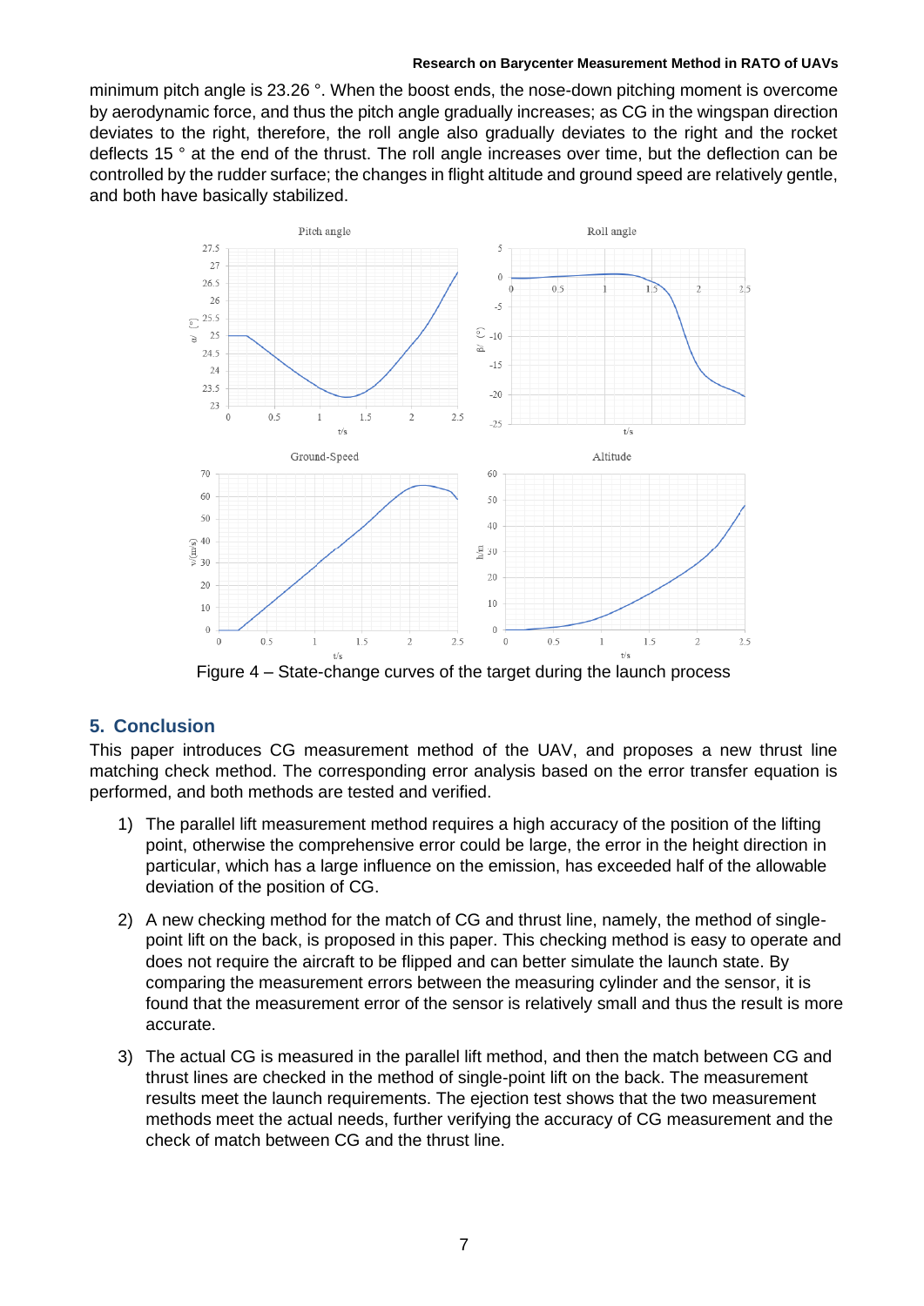minimum pitch angle is 23.26 °. When the boost ends, the nose-down pitching moment is overcome by aerodynamic force, and thus the pitch angle gradually increases; as CG in the wingspan direction deviates to the right, therefore, the roll angle also gradually deviates to the right and the rocket deflects 15 ° at the end of the thrust. The roll angle increases over time, but the deflection can be controlled by the rudder surface; the changes in flight altitude and ground speed are relatively gentle, and both have basically stabilized.

Figure 4 – State-change curves of the target during the launch process

## 5. Conclusion

This paper introduces CG measurement method of the UAV, and proposes a new thrust line matching check method. The corresponding error analysis based on the error transfer equation is performed, and both methods are tested and verified.

1) The parallel lift measurement method requires a high accuracy of the position of the lifting point, otherwise the comprehensive error could be large, the error in the height direction in particular, which has a large influence on the emission, has exceeded half of the allowable deviation of the position of CG.
2) A new checking method for the match of CG and thrust line, namely, the method of single-point lift on the back, is proposed in this paper. This checking method is easy to operate and does not require the aircraft to be flipped and can better simulate the launch state. By comparing the measurement errors between the measuring cylinder and the sensor, it is found that the measurement error of the sensor is relatively small and thus the result is more accurate.
3) The actual CG is measured in the parallel lift method, and then the match between CG and thrust lines are checked in the method of single-point lift on the back. The measurement results meet the launch requirements. The ejection test shows that the two measurement methods meet the actual needs, further verifying the accuracy of CG measurement and the check of match between CG and the thrust line.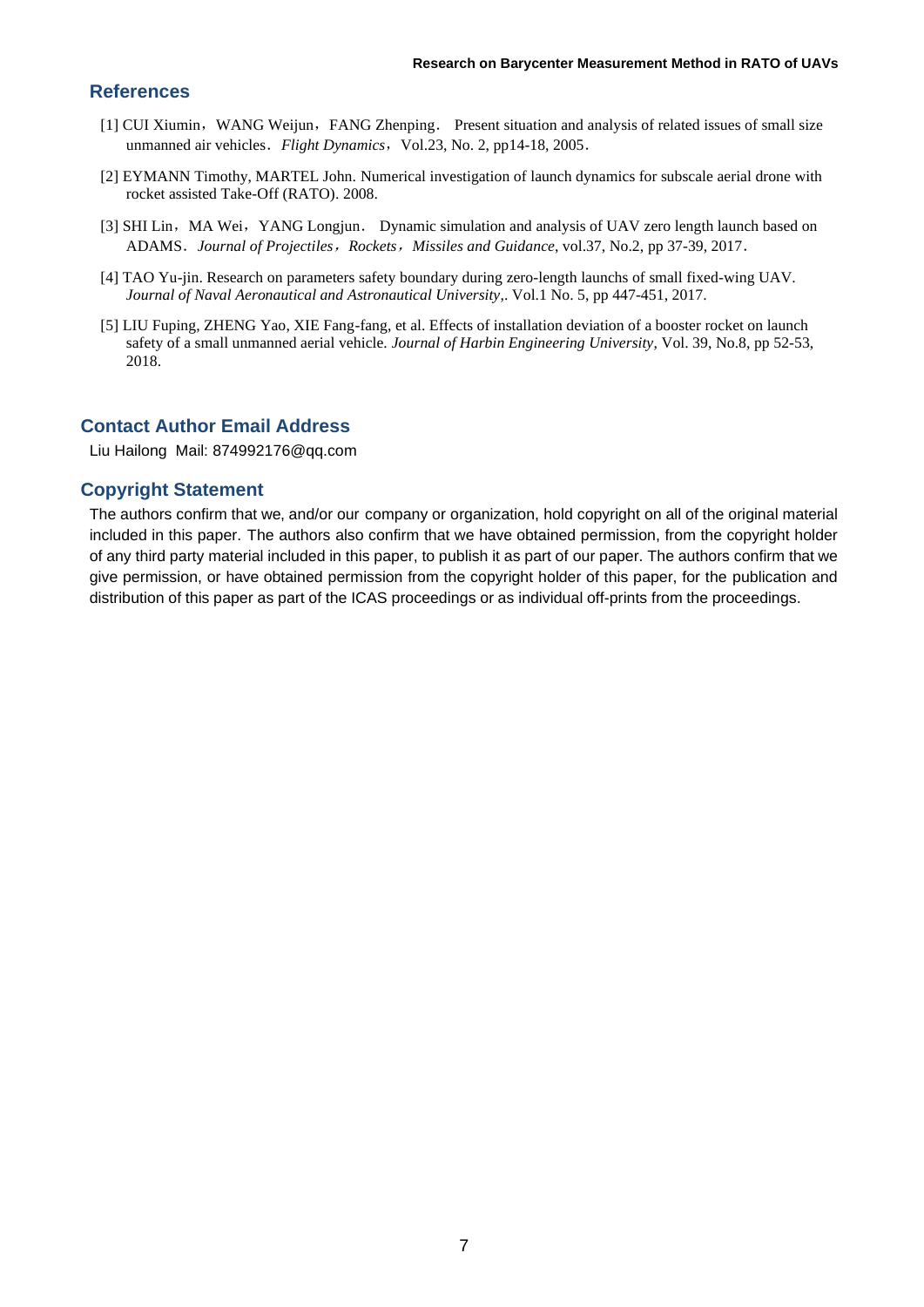## References

[1] CUI Xiumin，WANG Weijun，FANG Zhenping． Present situation and analysis of related issues of small size unmanned air vehicles．*Flight Dynamics*，Vol.23, No. 2, pp14-18, 2005．

[2] EYMANN Timothy, MARTEL John. Numerical investigation of launch dynamics for subscale aerial drone with rocket assisted Take-Off (RATO). 2008.

[3] SHI Lin，MA Wei，YANG Longjun． Dynamic simulation and analysis of UAV zero length launch based on ADAMS．*Journal of Projectiles*，*Rockets*，*Missiles and Guidance*, vol.37, No.2, pp 37-39, 2017．

[4] TAO Yu-jin. Research on parameters safety boundary during zero-length launchs of small fixed-wing UAV. *Journal of Naval Aeronautical and Astronautical University*,. Vol.1 No. 5, pp 447-451, 2017.

[5] LIU Fuping, ZHENG Yao, XIE Fang-fang, et al. Effects of installation deviation of a booster rocket on launch safety of a small unmanned aerial vehicle. *Journal of Harbin Engineering University*, Vol. 39, No.8, pp 52-53, 2018.

## Contact Author Email Address

Liu Hailong Mail: 874992176@qq.com

## Copyright Statement

The authors confirm that we, and/or our company or organization, hold copyright on all of the original material included in this paper. The authors also confirm that we have obtained permission, from the copyright holder of any third party material included in this paper, to publish it as part of our paper. The authors confirm that we give permission, or have obtained permission from the copyright holder of this paper, for the publication and distribution of this paper as part of the ICAS proceedings or as individual off-prints from the proceedings.